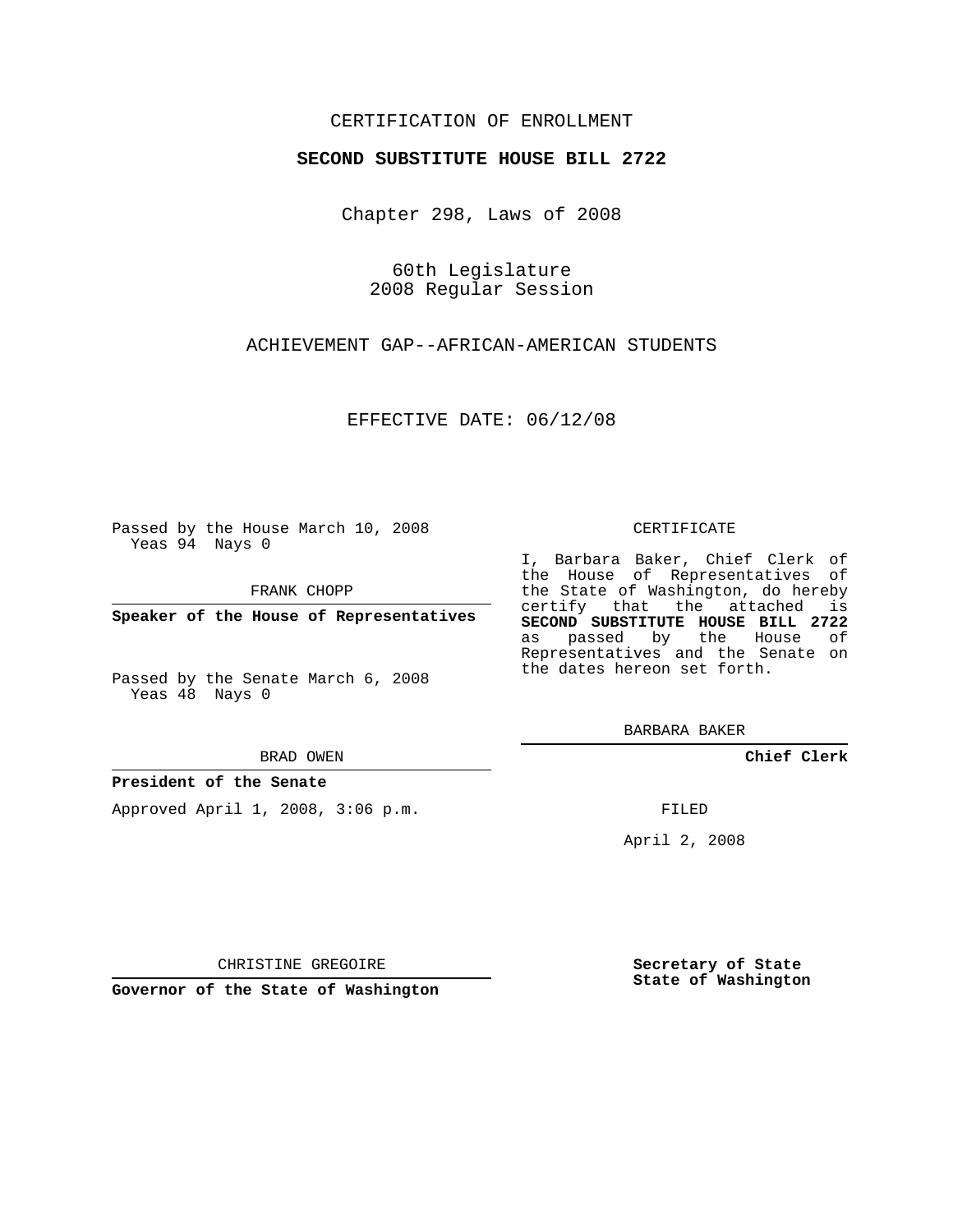CERTIFICATION OF ENROLLMENT

**SECOND SUBSTITUTE HOUSE BILL 2722**

Chapter 298, Laws of 2008

60th Legislature
2008 Regular Session

ACHIEVEMENT GAP--AFRICAN-AMERICAN STUDENTS

EFFECTIVE DATE: 06/12/08

Passed by the House March 10, 2008
Yeas 94 Nays 0

FRANK CHOPP

**Speaker of the House of Representatives**

Passed by the Senate March 6, 2008
Yeas 48 Nays 0

BRAD OWEN

**President of the Senate**

Approved April 1, 2008, 3:06 p.m.

CHRISTINE GREGOIRE

**Governor of the State of Washington**

CERTIFICATE

I, Barbara Baker, Chief Clerk of the House of Representatives of the State of Washington, do hereby certify that the attached is **SECOND SUBSTITUTE HOUSE BILL 2722** as passed by the House of Representatives and the Senate on the dates hereon set forth.

BARBARA BAKER

**Chief Clerk**

FILED

April 2, 2008

**Secretary of State**
**State of Washington**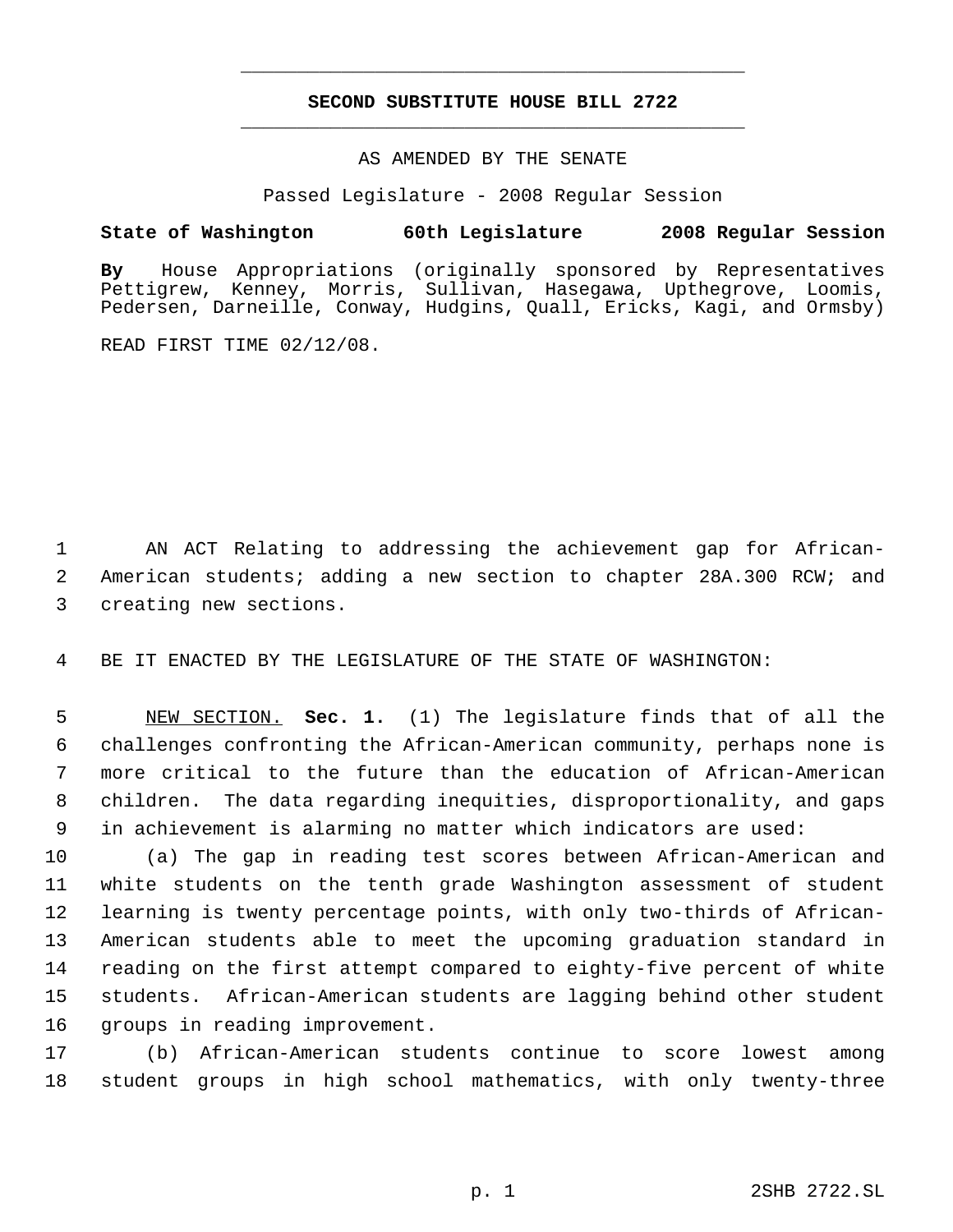# SECOND SUBSTITUTE HOUSE BILL 2722

AS AMENDED BY THE SENATE

Passed Legislature - 2008 Regular Session

**State of Washington 60th Legislature 2008 Regular Session**

**By** House Appropriations (originally sponsored by Representatives Pettigrew, Kenney, Morris, Sullivan, Hasegawa, Upthegrove, Loomis, Pedersen, Darneille, Conway, Hudgins, Quall, Ericks, Kagi, and Ormsby)

READ FIRST TIME 02/12/08.

AN ACT Relating to addressing the achievement gap for African-American students; adding a new section to chapter 28A.300 RCW; and creating new sections.

BE IT ENACTED BY THE LEGISLATURE OF THE STATE OF WASHINGTON:

NEW SECTION. **Sec. 1.** (1) The legislature finds that of all the challenges confronting the African-American community, perhaps none is more critical to the future than the education of African-American children. The data regarding inequities, disproportionality, and gaps in achievement is alarming no matter which indicators are used:

(a) The gap in reading test scores between African-American and white students on the tenth grade Washington assessment of student learning is twenty percentage points, with only two-thirds of African-American students able to meet the upcoming graduation standard in reading on the first attempt compared to eighty-five percent of white students. African-American students are lagging behind other student groups in reading improvement.

(b) African-American students continue to score lowest among student groups in high school mathematics, with only twenty-three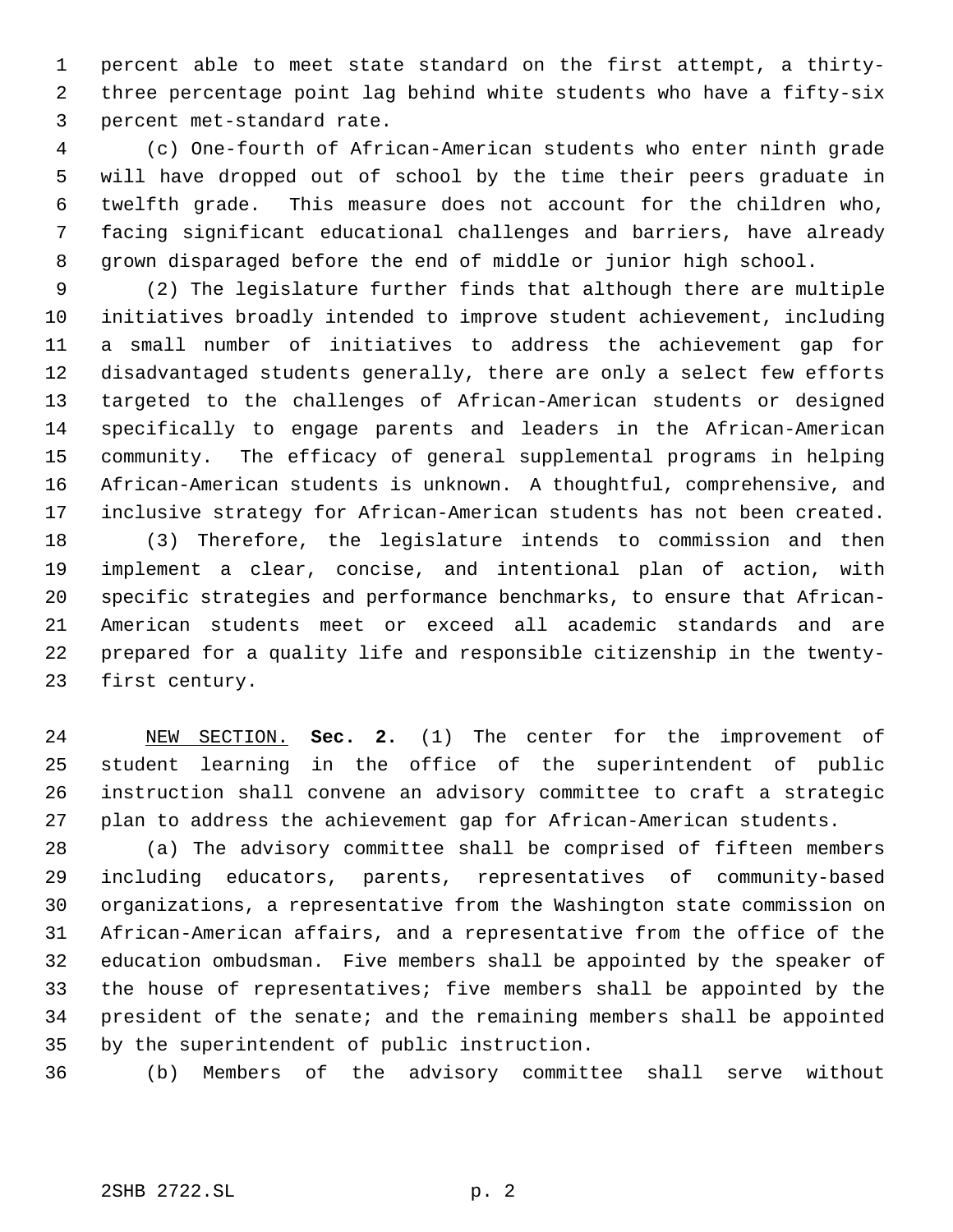percent able to meet state standard on the first attempt, a thirty-three percentage point lag behind white students who have a fifty-six percent met-standard rate.

(c) One-fourth of African-American students who enter ninth grade will have dropped out of school by the time their peers graduate in twelfth grade. This measure does not account for the children who, facing significant educational challenges and barriers, have already grown disparaged before the end of middle or junior high school.

(2) The legislature further finds that although there are multiple initiatives broadly intended to improve student achievement, including a small number of initiatives to address the achievement gap for disadvantaged students generally, there are only a select few efforts targeted to the challenges of African-American students or designed specifically to engage parents and leaders in the African-American community. The efficacy of general supplemental programs in helping African-American students is unknown. A thoughtful, comprehensive, and inclusive strategy for African-American students has not been created.

(3) Therefore, the legislature intends to commission and then implement a clear, concise, and intentional plan of action, with specific strategies and performance benchmarks, to ensure that African-American students meet or exceed all academic standards and are prepared for a quality life and responsible citizenship in the twenty-first century.

NEW SECTION. **Sec. 2.** (1) The center for the improvement of student learning in the office of the superintendent of public instruction shall convene an advisory committee to craft a strategic plan to address the achievement gap for African-American students.

(a) The advisory committee shall be comprised of fifteen members including educators, parents, representatives of community-based organizations, a representative from the Washington state commission on African-American affairs, and a representative from the office of the education ombudsman. Five members shall be appointed by the speaker of the house of representatives; five members shall be appointed by the president of the senate; and the remaining members shall be appointed by the superintendent of public instruction.

(b) Members of the advisory committee shall serve without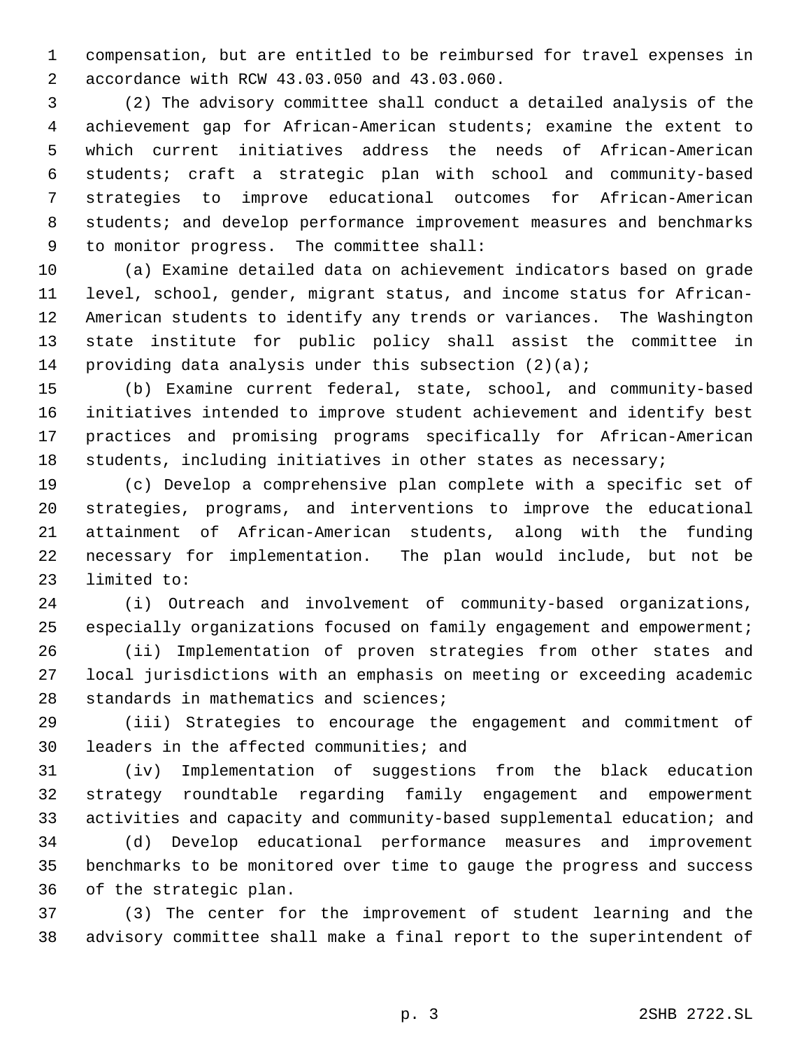compensation, but are entitled to be reimbursed for travel expenses in accordance with RCW 43.03.050 and 43.03.060.

(2) The advisory committee shall conduct a detailed analysis of the achievement gap for African-American students; examine the extent to which current initiatives address the needs of African-American students; craft a strategic plan with school and community-based strategies to improve educational outcomes for African-American students; and develop performance improvement measures and benchmarks to monitor progress. The committee shall:

(a) Examine detailed data on achievement indicators based on grade level, school, gender, migrant status, and income status for African-American students to identify any trends or variances. The Washington state institute for public policy shall assist the committee in providing data analysis under this subsection (2)(a);

(b) Examine current federal, state, school, and community-based initiatives intended to improve student achievement and identify best practices and promising programs specifically for African-American students, including initiatives in other states as necessary;

(c) Develop a comprehensive plan complete with a specific set of strategies, programs, and interventions to improve the educational attainment of African-American students, along with the funding necessary for implementation. The plan would include, but not be limited to:

(i) Outreach and involvement of community-based organizations, especially organizations focused on family engagement and empowerment;

(ii) Implementation of proven strategies from other states and local jurisdictions with an emphasis on meeting or exceeding academic standards in mathematics and sciences;

(iii) Strategies to encourage the engagement and commitment of leaders in the affected communities; and

(iv) Implementation of suggestions from the black education strategy roundtable regarding family engagement and empowerment activities and capacity and community-based supplemental education; and

(d) Develop educational performance measures and improvement benchmarks to be monitored over time to gauge the progress and success of the strategic plan.

(3) The center for the improvement of student learning and the advisory committee shall make a final report to the superintendent of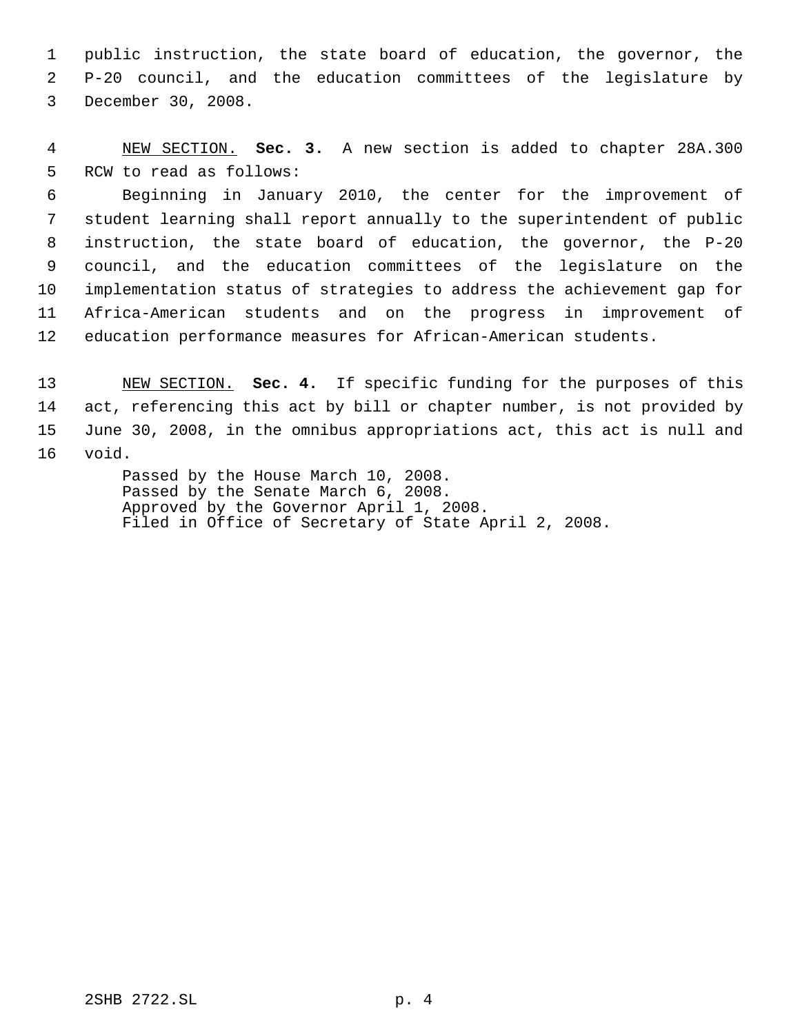public instruction, the state board of education, the governor, the P-20 council, and the education committees of the legislature by December 30, 2008.

NEW SECTION. **Sec. 3.** A new section is added to chapter 28A.300 RCW to read as follows:

Beginning in January 2010, the center for the improvement of student learning shall report annually to the superintendent of public instruction, the state board of education, the governor, the P-20 council, and the education committees of the legislature on the implementation status of strategies to address the achievement gap for Africa-American students and on the progress in improvement of education performance measures for African-American students.

NEW SECTION. **Sec. 4.** If specific funding for the purposes of this act, referencing this act by bill or chapter number, is not provided by June 30, 2008, in the omnibus appropriations act, this act is null and void.

Passed by the House March 10, 2008.
Passed by the Senate March 6, 2008.
Approved by the Governor April 1, 2008.
Filed in Office of Secretary of State April 2, 2008.